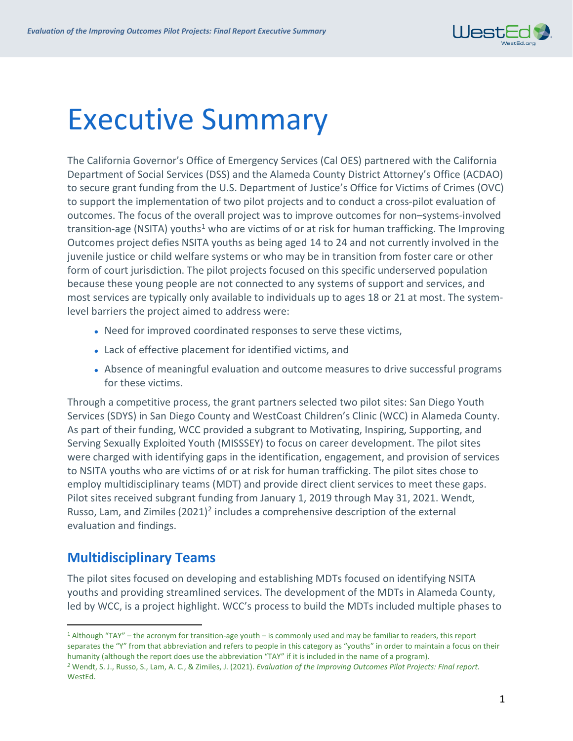# Executive Summary

The California Governor's Office of Emergency Services (Cal OES) partnered with the California Department of Social Services (DSS) and the Alameda County District Attorney's Office (ACDAO) to secure grant funding from the U.S. Department of Justice's Office for Victims of Crimes (OVC) to support the implementation of two pilot projects and to conduct a cross-pilot evaluation of outcomes. The focus of the overall project was to improve outcomes for non–systems-involved transition-age (NSITA) youths[1] who are victims of or at risk for human trafficking. The Improving Outcomes project defies NSITA youths as being aged 14 to 24 and not currently involved in the juvenile justice or child welfare systems or who may be in transition from foster care or other form of court jurisdiction. The pilot projects focused on this specific underserved population because these young people are not connected to any systems of support and services, and most services are typically only available to individuals up to ages 18 or 21 at most. The system-level barriers the project aimed to address were:

- Need for improved coordinated responses to serve these victims,
- Lack of effective placement for identified victims, and
- Absence of meaningful evaluation and outcome measures to drive successful programs for these victims.

Through a competitive process, the grant partners selected two pilot sites: San Diego Youth Services (SDYS) in San Diego County and WestCoast Children's Clinic (WCC) in Alameda County. As part of their funding, WCC provided a subgrant to Motivating, Inspiring, Supporting, and Serving Sexually Exploited Youth (MISSSEY) to focus on career development. The pilot sites were charged with identifying gaps in the identification, engagement, and provision of services to NSITA youths who are victims of or at risk for human trafficking. The pilot sites chose to employ multidisciplinary teams (MDT) and provide direct client services to meet these gaps. Pilot sites received subgrant funding from January 1, 2019 through May 31, 2021. Wendt, Russo, Lam, and Zimiles (2021)[2] includes a comprehensive description of the external evaluation and findings.

## Multidisciplinary Teams

The pilot sites focused on developing and establishing MDTs focused on identifying NSITA youths and providing streamlined services. The development of the MDTs in Alameda County, led by WCC, is a project highlight. WCC's process to build the MDTs included multiple phases to

---

[1] Although "TAY" – the acronym for transition-age youth – is commonly used and may be familiar to readers, this report separates the "Y" from that abbreviation and refers to people in this category as "youths" in order to maintain a focus on their humanity (although the report does use the abbreviation "TAY" if it is included in the name of a program).

[2] Wendt, S. J., Russo, S., Lam, A. C., & Zimiles, J. (2021). *Evaluation of the Improving Outcomes Pilot Projects: Final report.* WestEd.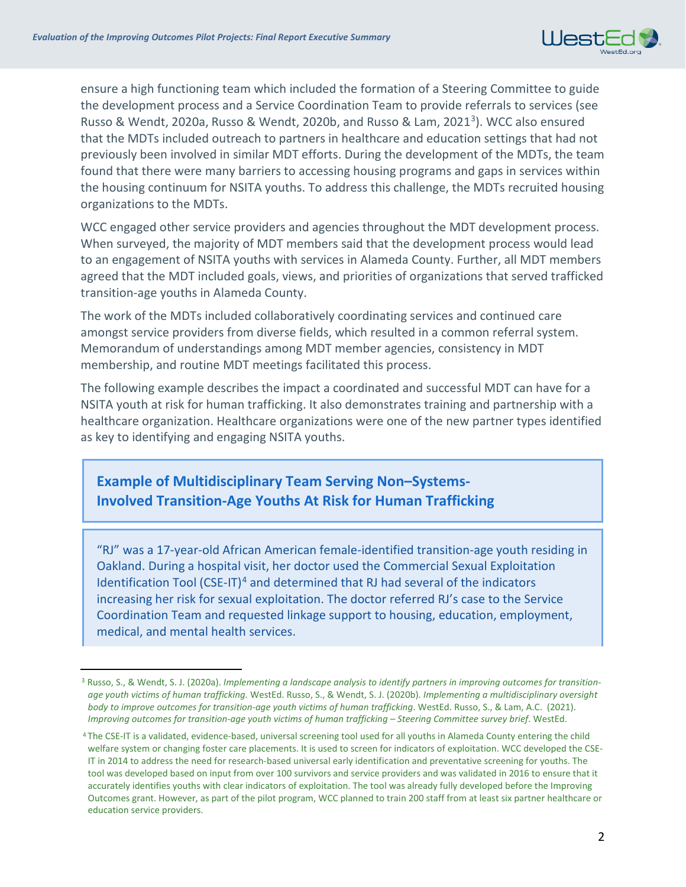ensure a high functioning team which included the formation of a Steering Committee to guide the development process and a Service Coordination Team to provide referrals to services (see Russo & Wendt, 2020a, Russo & Wendt, 2020b, and Russo & Lam, 2021[3]). WCC also ensured that the MDTs included outreach to partners in healthcare and education settings that had not previously been involved in similar MDT efforts. During the development of the MDTs, the team found that there were many barriers to accessing housing programs and gaps in services within the housing continuum for NSITA youths. To address this challenge, the MDTs recruited housing organizations to the MDTs.

WCC engaged other service providers and agencies throughout the MDT development process. When surveyed, the majority of MDT members said that the development process would lead to an engagement of NSITA youths with services in Alameda County. Further, all MDT members agreed that the MDT included goals, views, and priorities of organizations that served trafficked transition-age youths in Alameda County.

The work of the MDTs included collaboratively coordinating services and continued care amongst service providers from diverse fields, which resulted in a common referral system. Memorandum of understandings among MDT member agencies, consistency in MDT membership, and routine MDT meetings facilitated this process.

The following example describes the impact a coordinated and successful MDT can have for a NSITA youth at risk for human trafficking. It also demonstrates training and partnership with a healthcare organization. Healthcare organizations were one of the new partner types identified as key to identifying and engaging NSITA youths.

### Example of Multidisciplinary Team Serving Non–Systems-Involved Transition-Age Youths At Risk for Human Trafficking

"RJ" was a 17-year-old African American female-identified transition-age youth residing in Oakland. During a hospital visit, her doctor used the Commercial Sexual Exploitation Identification Tool (CSE-IT)[4] and determined that RJ had several of the indicators increasing her risk for sexual exploitation. The doctor referred RJ's case to the Service Coordination Team and requested linkage support to housing, education, employment, medical, and mental health services.

---

[3] Russo, S., & Wendt, S. J. (2020a). *Implementing a landscape analysis to identify partners in improving outcomes for transition-age youth victims of human trafficking.* WestEd. Russo, S., & Wendt, S. J. (2020b). *Implementing a multidisciplinary oversight body to improve outcomes for transition-age youth victims of human trafficking*. WestEd. Russo, S., & Lam, A.C. (2021). *Improving outcomes for transition-age youth victims of human trafficking – Steering Committee survey brief*. WestEd.

[4] The CSE-IT is a validated, evidence-based, universal screening tool used for all youths in Alameda County entering the child welfare system or changing foster care placements. It is used to screen for indicators of exploitation. WCC developed the CSE-IT in 2014 to address the need for research-based universal early identification and preventative screening for youths. The tool was developed based on input from over 100 survivors and service providers and was validated in 2016 to ensure that it accurately identifies youths with clear indicators of exploitation. The tool was already fully developed before the Improving Outcomes grant. However, as part of the pilot program, WCC planned to train 200 staff from at least six partner healthcare or education service providers.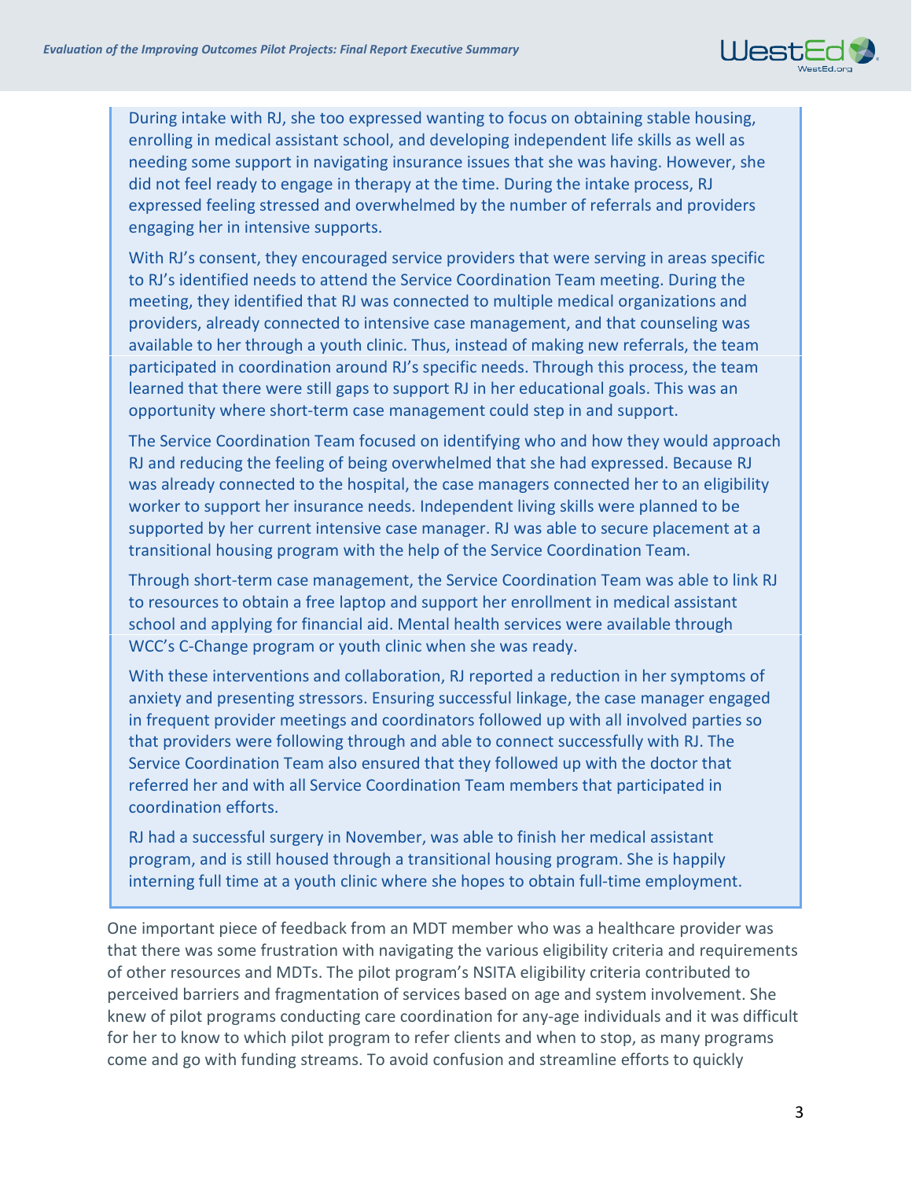> During intake with RJ, she too expressed wanting to focus on obtaining stable housing, enrolling in medical assistant school, and developing independent life skills as well as needing some support in navigating insurance issues that she was having. However, she did not feel ready to engage in therapy at the time. During the intake process, RJ expressed feeling stressed and overwhelmed by the number of referrals and providers engaging her in intensive supports.
>
> With RJ's consent, they encouraged service providers that were serving in areas specific to RJ's identified needs to attend the Service Coordination Team meeting. During the meeting, they identified that RJ was connected to multiple medical organizations and providers, already connected to intensive case management, and that counseling was available to her through a youth clinic. Thus, instead of making new referrals, the team participated in coordination around RJ's specific needs. Through this process, the team learned that there were still gaps to support RJ in her educational goals. This was an opportunity where short-term case management could step in and support.
>
> The Service Coordination Team focused on identifying who and how they would approach RJ and reducing the feeling of being overwhelmed that she had expressed. Because RJ was already connected to the hospital, the case managers connected her to an eligibility worker to support her insurance needs. Independent living skills were planned to be supported by her current intensive case manager. RJ was able to secure placement at a transitional housing program with the help of the Service Coordination Team.
>
> Through short-term case management, the Service Coordination Team was able to link RJ to resources to obtain a free laptop and support her enrollment in medical assistant school and applying for financial aid. Mental health services were available through WCC's C-Change program or youth clinic when she was ready.
>
> With these interventions and collaboration, RJ reported a reduction in her symptoms of anxiety and presenting stressors. Ensuring successful linkage, the case manager engaged in frequent provider meetings and coordinators followed up with all involved parties so that providers were following through and able to connect successfully with RJ. The Service Coordination Team also ensured that they followed up with the doctor that referred her and with all Service Coordination Team members that participated in coordination efforts.
>
> RJ had a successful surgery in November, was able to finish her medical assistant program, and is still housed through a transitional housing program. She is happily interning full time at a youth clinic where she hopes to obtain full-time employment.

One important piece of feedback from an MDT member who was a healthcare provider was that there was some frustration with navigating the various eligibility criteria and requirements of other resources and MDTs. The pilot program's NSITA eligibility criteria contributed to perceived barriers and fragmentation of services based on age and system involvement. She knew of pilot programs conducting care coordination for any-age individuals and it was difficult for her to know to which pilot program to refer clients and when to stop, as many programs come and go with funding streams. To avoid confusion and streamline efforts to quickly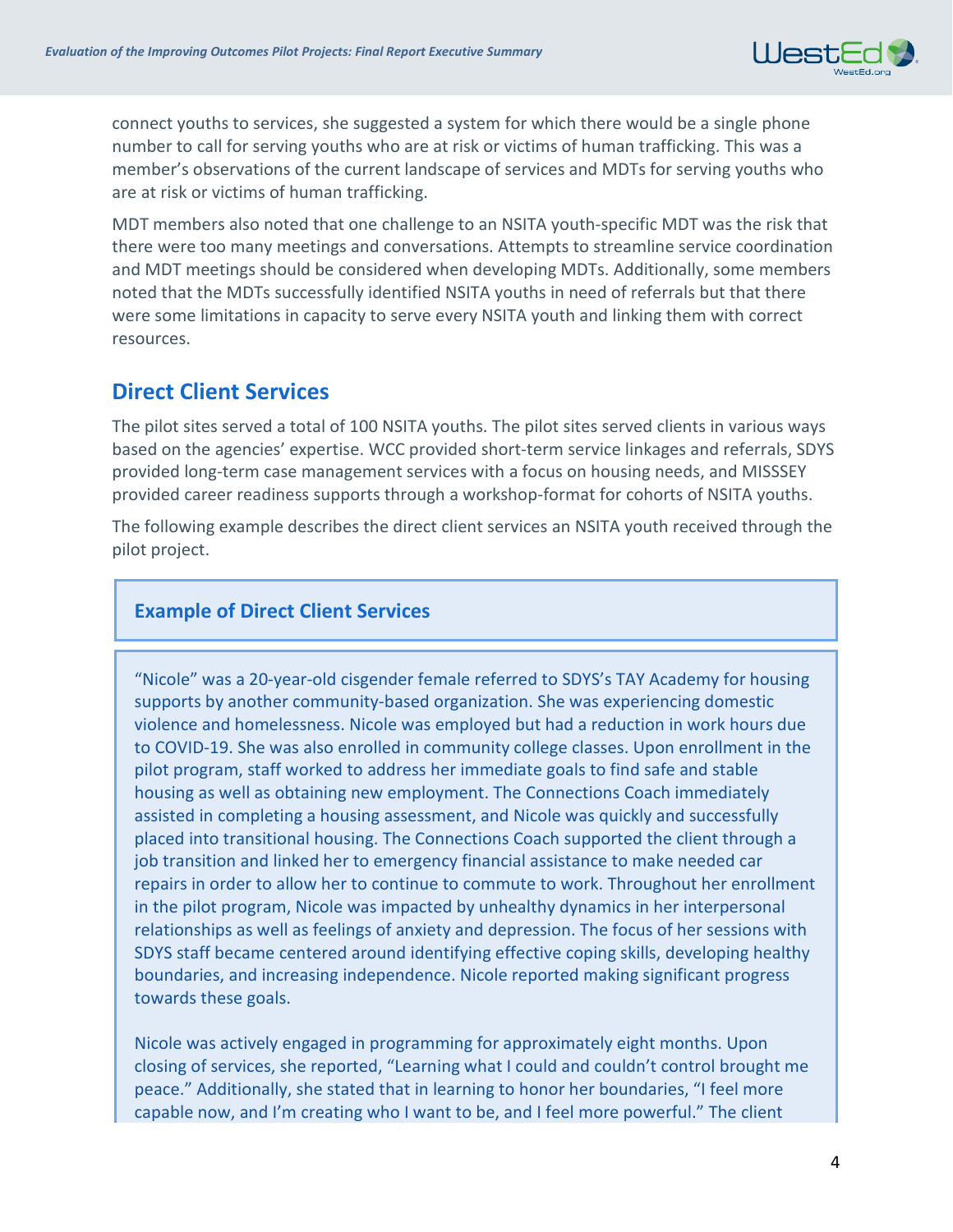connect youths to services, she suggested a system for which there would be a single phone number to call for serving youths who are at risk or victims of human trafficking. This was a member's observations of the current landscape of services and MDTs for serving youths who are at risk or victims of human trafficking.

MDT members also noted that one challenge to an NSITA youth-specific MDT was the risk that there were too many meetings and conversations. Attempts to streamline service coordination and MDT meetings should be considered when developing MDTs. Additionally, some members noted that the MDTs successfully identified NSITA youths in need of referrals but that there were some limitations in capacity to serve every NSITA youth and linking them with correct resources.

## Direct Client Services

The pilot sites served a total of 100 NSITA youths. The pilot sites served clients in various ways based on the agencies' expertise. WCC provided short-term service linkages and referrals, SDYS provided long-term case management services with a focus on housing needs, and MISSSEY provided career readiness supports through a workshop-format for cohorts of NSITA youths.

The following example describes the direct client services an NSITA youth received through the pilot project.

### Example of Direct Client Services

"Nicole" was a 20-year-old cisgender female referred to SDYS's TAY Academy for housing supports by another community-based organization. She was experiencing domestic violence and homelessness. Nicole was employed but had a reduction in work hours due to COVID-19. She was also enrolled in community college classes. Upon enrollment in the pilot program, staff worked to address her immediate goals to find safe and stable housing as well as obtaining new employment. The Connections Coach immediately assisted in completing a housing assessment, and Nicole was quickly and successfully placed into transitional housing. The Connections Coach supported the client through a job transition and linked her to emergency financial assistance to make needed car repairs in order to allow her to continue to commute to work. Throughout her enrollment in the pilot program, Nicole was impacted by unhealthy dynamics in her interpersonal relationships as well as feelings of anxiety and depression. The focus of her sessions with SDYS staff became centered around identifying effective coping skills, developing healthy boundaries, and increasing independence. Nicole reported making significant progress towards these goals.

Nicole was actively engaged in programming for approximately eight months. Upon closing of services, she reported, "Learning what I could and couldn't control brought me peace." Additionally, she stated that in learning to honor her boundaries, "I feel more capable now, and I'm creating who I want to be, and I feel more powerful." The client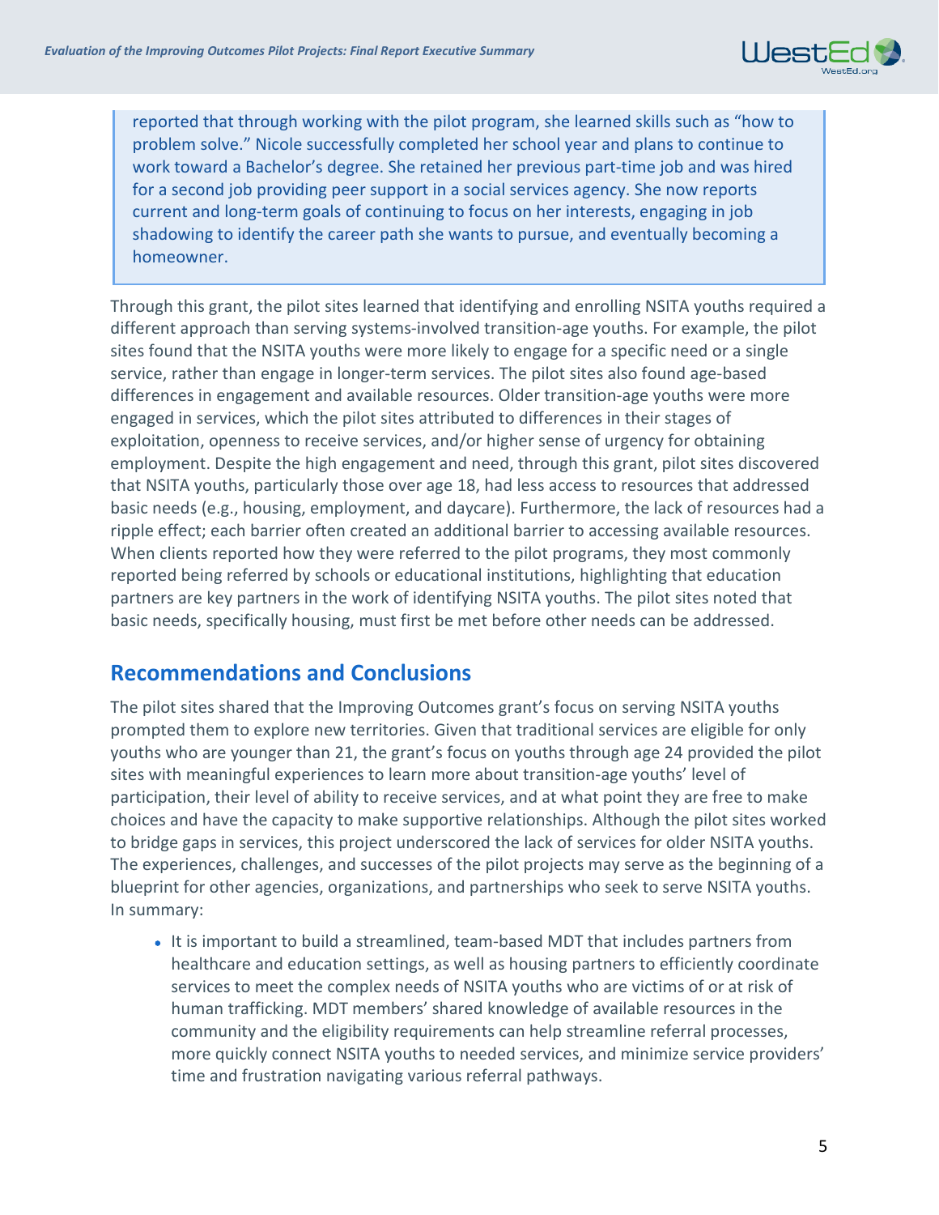reported that through working with the pilot program, she learned skills such as "how to problem solve." Nicole successfully completed her school year and plans to continue to work toward a Bachelor's degree. She retained her previous part-time job and was hired for a second job providing peer support in a social services agency. She now reports current and long-term goals of continuing to focus on her interests, engaging in job shadowing to identify the career path she wants to pursue, and eventually becoming a homeowner.

Through this grant, the pilot sites learned that identifying and enrolling NSITA youths required a different approach than serving systems-involved transition-age youths. For example, the pilot sites found that the NSITA youths were more likely to engage for a specific need or a single service, rather than engage in longer-term services. The pilot sites also found age-based differences in engagement and available resources. Older transition-age youths were more engaged in services, which the pilot sites attributed to differences in their stages of exploitation, openness to receive services, and/or higher sense of urgency for obtaining employment. Despite the high engagement and need, through this grant, pilot sites discovered that NSITA youths, particularly those over age 18, had less access to resources that addressed basic needs (e.g., housing, employment, and daycare). Furthermore, the lack of resources had a ripple effect; each barrier often created an additional barrier to accessing available resources. When clients reported how they were referred to the pilot programs, they most commonly reported being referred by schools or educational institutions, highlighting that education partners are key partners in the work of identifying NSITA youths. The pilot sites noted that basic needs, specifically housing, must first be met before other needs can be addressed.

## Recommendations and Conclusions

The pilot sites shared that the Improving Outcomes grant's focus on serving NSITA youths prompted them to explore new territories. Given that traditional services are eligible for only youths who are younger than 21, the grant's focus on youths through age 24 provided the pilot sites with meaningful experiences to learn more about transition-age youths' level of participation, their level of ability to receive services, and at what point they are free to make choices and have the capacity to make supportive relationships. Although the pilot sites worked to bridge gaps in services, this project underscored the lack of services for older NSITA youths. The experiences, challenges, and successes of the pilot projects may serve as the beginning of a blueprint for other agencies, organizations, and partnerships who seek to serve NSITA youths. In summary:

- It is important to build a streamlined, team-based MDT that includes partners from healthcare and education settings, as well as housing partners to efficiently coordinate services to meet the complex needs of NSITA youths who are victims of or at risk of human trafficking. MDT members' shared knowledge of available resources in the community and the eligibility requirements can help streamline referral processes, more quickly connect NSITA youths to needed services, and minimize service providers' time and frustration navigating various referral pathways.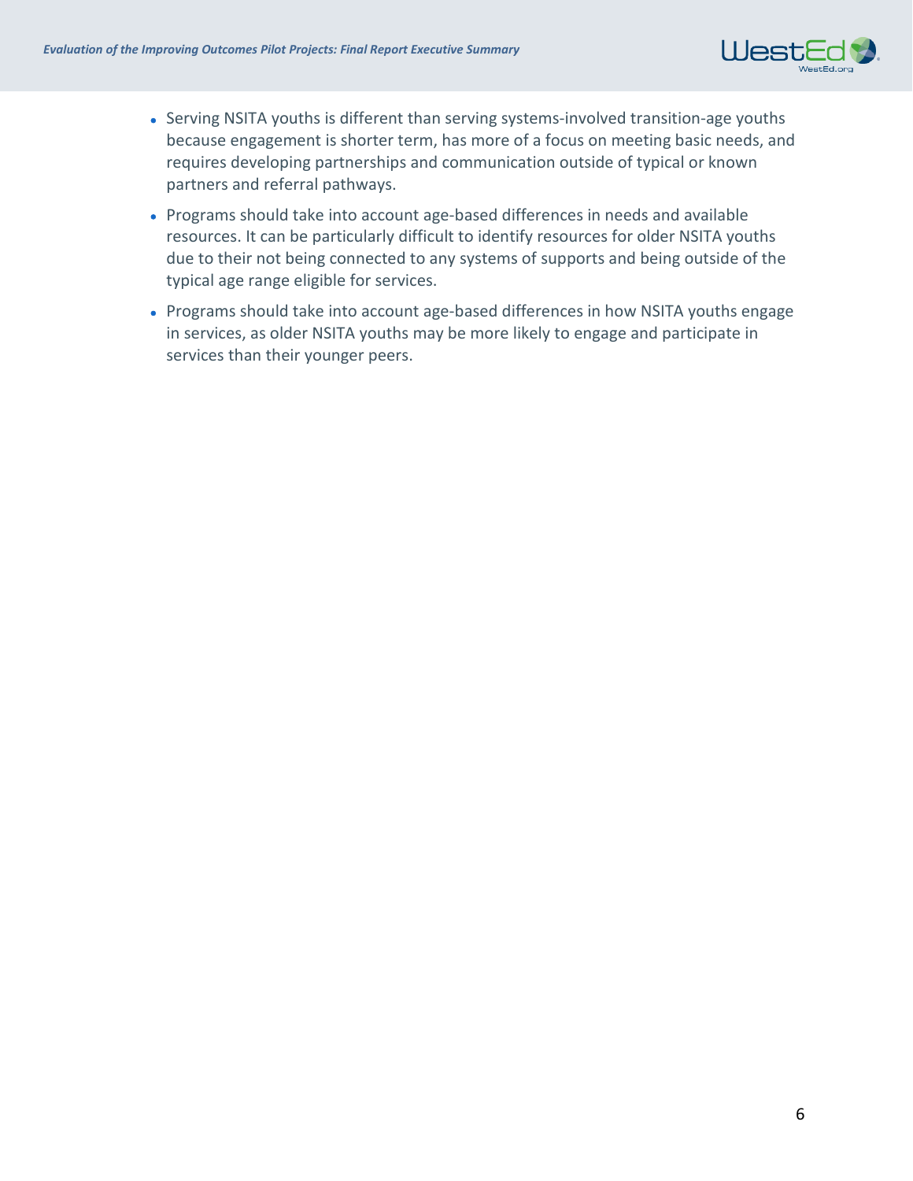- Serving NSITA youths is different than serving systems-involved transition-age youths because engagement is shorter term, has more of a focus on meeting basic needs, and requires developing partnerships and communication outside of typical or known partners and referral pathways.
- Programs should take into account age-based differences in needs and available resources. It can be particularly difficult to identify resources for older NSITA youths due to their not being connected to any systems of supports and being outside of the typical age range eligible for services.
- Programs should take into account age-based differences in how NSITA youths engage in services, as older NSITA youths may be more likely to engage and participate in services than their younger peers.